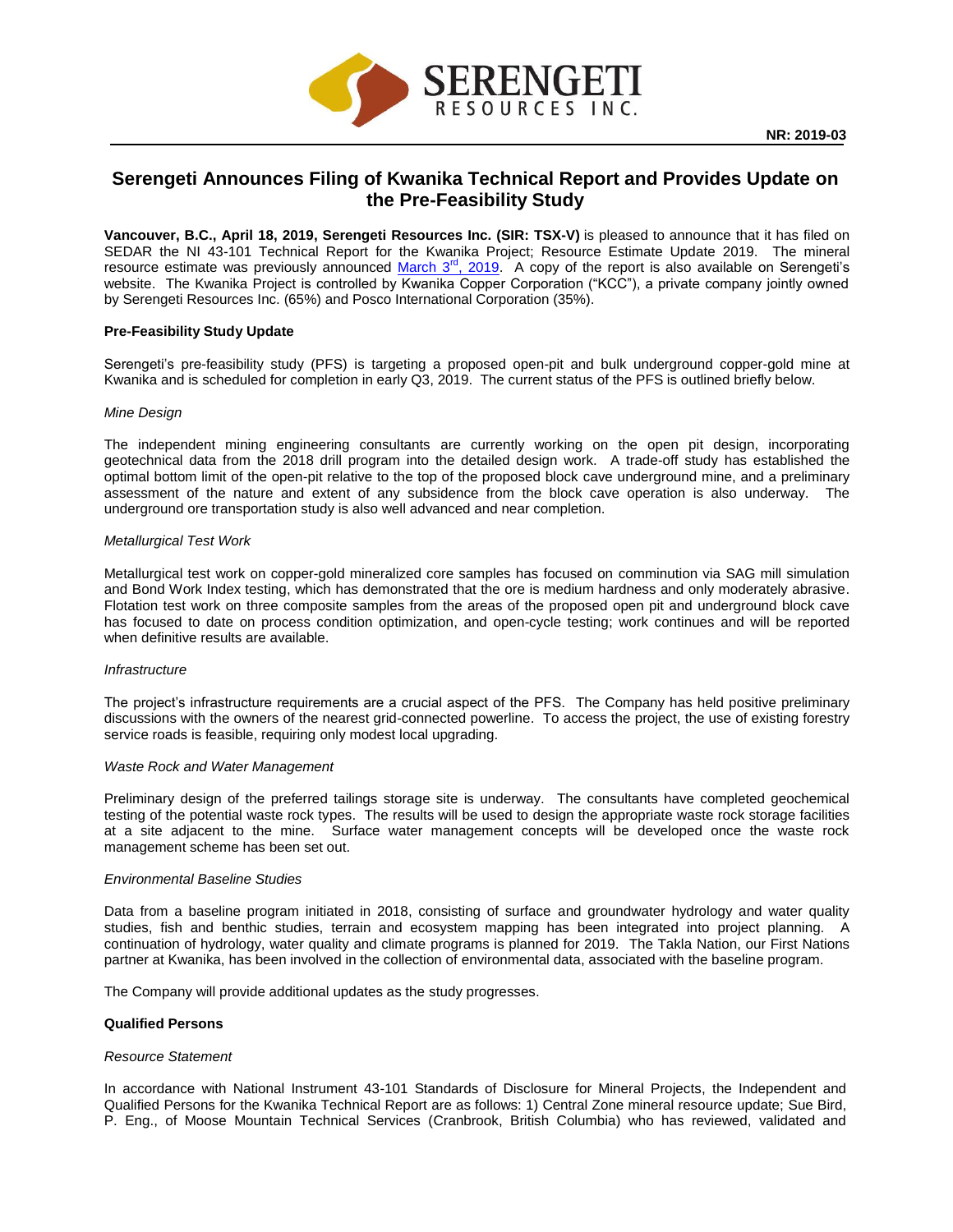NR: 2019-03

# Serengeti Announces Filing of Kwanika Technical Report and Provides Update on the Pre-Feasibility Study

**Vancouver, B.C., April 18, 2019, Serengeti Resources Inc. (SIR: TSX-V)** is pleased to announce that it has filed on SEDAR the NI 43-101 Technical Report for the Kwanika Project; Resource Estimate Update 2019. The mineral resource estimate was previously announced March 3rd, 2019. A copy of the report is also available on Serengeti's website. The Kwanika Project is controlled by Kwanika Copper Corporation ("KCC"), a private company jointly owned by Serengeti Resources Inc. (65%) and Posco International Corporation (35%).

**Pre-Feasibility Study Update**

Serengeti's pre-feasibility study (PFS) is targeting a proposed open-pit and bulk underground copper-gold mine at Kwanika and is scheduled for completion in early Q3, 2019. The current status of the PFS is outlined briefly below.

*Mine Design*

The independent mining engineering consultants are currently working on the open pit design, incorporating geotechnical data from the 2018 drill program into the detailed design work. A trade-off study has established the optimal bottom limit of the open-pit relative to the top of the proposed block cave underground mine, and a preliminary assessment of the nature and extent of any subsidence from the block cave operation is also underway. The underground ore transportation study is also well advanced and near completion.

*Metallurgical Test Work*

Metallurgical test work on copper-gold mineralized core samples has focused on comminution via SAG mill simulation and Bond Work Index testing, which has demonstrated that the ore is medium hardness and only moderately abrasive. Flotation test work on three composite samples from the areas of the proposed open pit and underground block cave has focused to date on process condition optimization, and open-cycle testing; work continues and will be reported when definitive results are available.

*Infrastructure*

The project's infrastructure requirements are a crucial aspect of the PFS. The Company has held positive preliminary discussions with the owners of the nearest grid-connected powerline. To access the project, the use of existing forestry service roads is feasible, requiring only modest local upgrading.

*Waste Rock and Water Management*

Preliminary design of the preferred tailings storage site is underway. The consultants have completed geochemical testing of the potential waste rock types. The results will be used to design the appropriate waste rock storage facilities at a site adjacent to the mine. Surface water management concepts will be developed once the waste rock management scheme has been set out.

*Environmental Baseline Studies*

Data from a baseline program initiated in 2018, consisting of surface and groundwater hydrology and water quality studies, fish and benthic studies, terrain and ecosystem mapping has been integrated into project planning. A continuation of hydrology, water quality and climate programs is planned for 2019. The Takla Nation, our First Nations partner at Kwanika, has been involved in the collection of environmental data, associated with the baseline program.

The Company will provide additional updates as the study progresses.

**Qualified Persons**

*Resource Statement*

In accordance with National Instrument 43-101 Standards of Disclosure for Mineral Projects, the Independent and Qualified Persons for the Kwanika Technical Report are as follows: 1) Central Zone mineral resource update; Sue Bird, P. Eng., of Moose Mountain Technical Services (Cranbrook, British Columbia) who has reviewed, validated and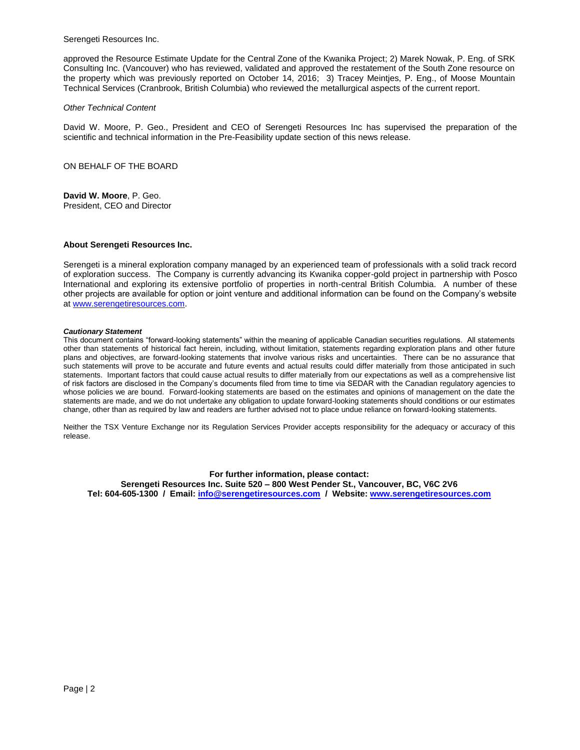approved the Resource Estimate Update for the Central Zone of the Kwanika Project; 2) Marek Nowak, P. Eng. of SRK Consulting Inc. (Vancouver) who has reviewed, validated and approved the restatement of the South Zone resource on the property which was previously reported on October 14, 2016; 3) Tracey Meintjes, P. Eng., of Moose Mountain Technical Services (Cranbrook, British Columbia) who reviewed the metallurgical aspects of the current report.

*Other Technical Content*

David W. Moore, P. Geo., President and CEO of Serengeti Resources Inc has supervised the preparation of the scientific and technical information in the Pre-Feasibility update section of this news release.

ON BEHALF OF THE BOARD

**David W. Moore**, P. Geo.
President, CEO and Director

**About Serengeti Resources Inc.**

Serengeti is a mineral exploration company managed by an experienced team of professionals with a solid track record of exploration success. The Company is currently advancing its Kwanika copper-gold project in partnership with Posco International and exploring its extensive portfolio of properties in north-central British Columbia. A number of these other projects are available for option or joint venture and additional information can be found on the Company's website at www.serengetiresources.com.

***Cautionary Statement***

This document contains "forward-looking statements" within the meaning of applicable Canadian securities regulations. All statements other than statements of historical fact herein, including, without limitation, statements regarding exploration plans and other future plans and objectives, are forward-looking statements that involve various risks and uncertainties. There can be no assurance that such statements will prove to be accurate and future events and actual results could differ materially from those anticipated in such statements. Important factors that could cause actual results to differ materially from our expectations as well as a comprehensive list of risk factors are disclosed in the Company's documents filed from time to time via SEDAR with the Canadian regulatory agencies to whose policies we are bound. Forward-looking statements are based on the estimates and opinions of management on the date the statements are made, and we do not undertake any obligation to update forward-looking statements should conditions or our estimates change, other than as required by law and readers are further advised not to place undue reliance on forward-looking statements.

Neither the TSX Venture Exchange nor its Regulation Services Provider accepts responsibility for the adequacy or accuracy of this release.

**For further information, please contact:**
**Serengeti Resources Inc. Suite 520 – 800 West Pender St., Vancouver, BC, V6C 2V6**
**Tel: 604-605-1300 / Email: info@serengetiresources.com / Website: www.serengetiresources.com**